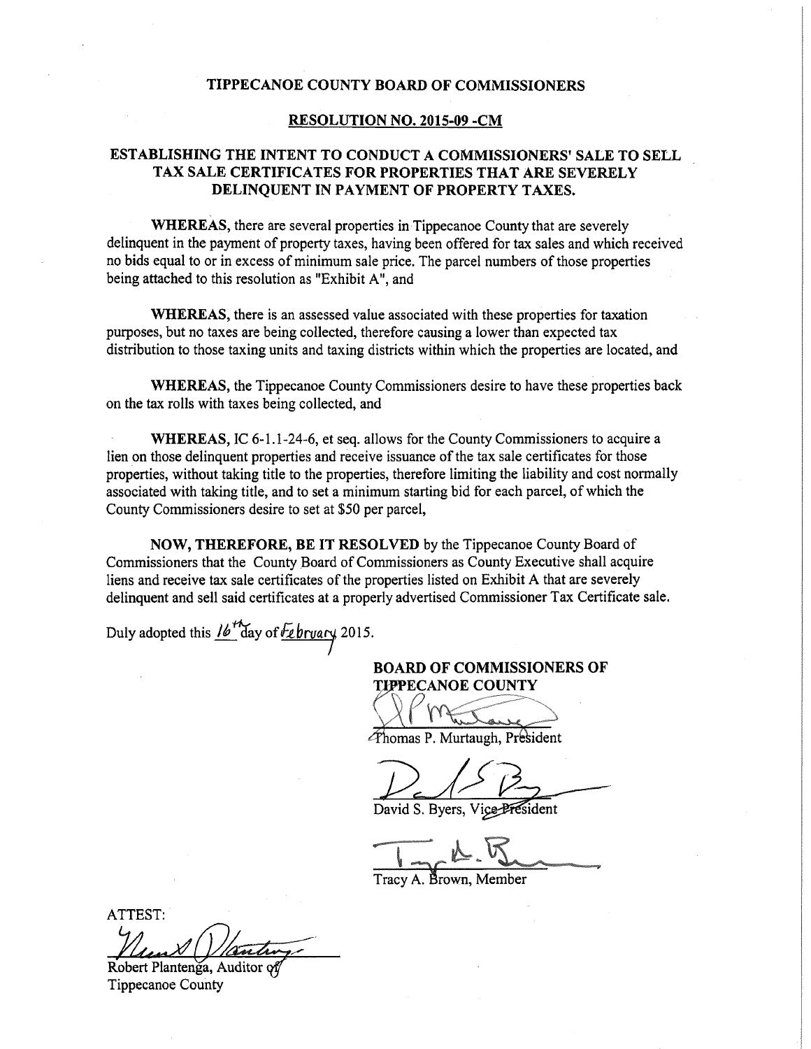# TIPPECANOE COUNTY BOARD OF COMMISSIONERS

## RESOLUTION NO. 2015-09 -CM

## ESTABLISHING THE INTENT TO CONDUCT A COMMISSIONERS' SALE TO SELL TAX SALE CERTIFICATES FOR PROPERTIES THAT ARE SEVERELY DELINQUENT IN PAYMENT OF PROPERTY TAXES.

**WHEREAS**, there are several properties in Tippecanoe County that are severely delinquent in the payment of property taxes, having been offered for tax sales and which received no bids equal to or in excess of minimum sale price. The parcel numbers of those properties being attached to this resolution as "Exhibit A", and

**WHEREAS**, there is an assessed value associated with these properties for taxation purposes, but no taxes are being collected, therefore causing a lower than expected tax distribution to those taxing units and taxing districts within which the properties are located, and

**WHEREAS**, the Tippecanoe County Commissioners desire to have these properties back on the tax rolls with taxes being collected, and

**WHEREAS**, IC 6-1.1-24-6, et seq. allows for the County Commissioners to acquire a lien on those delinquent properties and receive issuance of the tax sale certificates for those properties, without taking title to the properties, therefore limiting the liability and cost normally associated with taking title, and to set a minimum starting bid for each parcel, of which the County Commissioners desire to set at $50 per parcel,

**NOW, THEREFORE, BE IT RESOLVED** by the Tippecanoe County Board of Commissioners that the County Board of Commissioners as County Executive shall acquire liens and receive tax sale certificates of the properties listed on Exhibit A that are severely delinquent and sell said certificates at a properly advertised Commissioner Tax Certificate sale.

Duly adopted this 16th day of February 2015.

**BOARD OF COMMISSIONERS OF TIPPECANOE COUNTY**

Thomas P. Murtaugh, President

David S. Byers, Vice-President

Tracy A. Brown, Member

ATTEST:

Robert Plantenga, Auditor of Tippecanoe County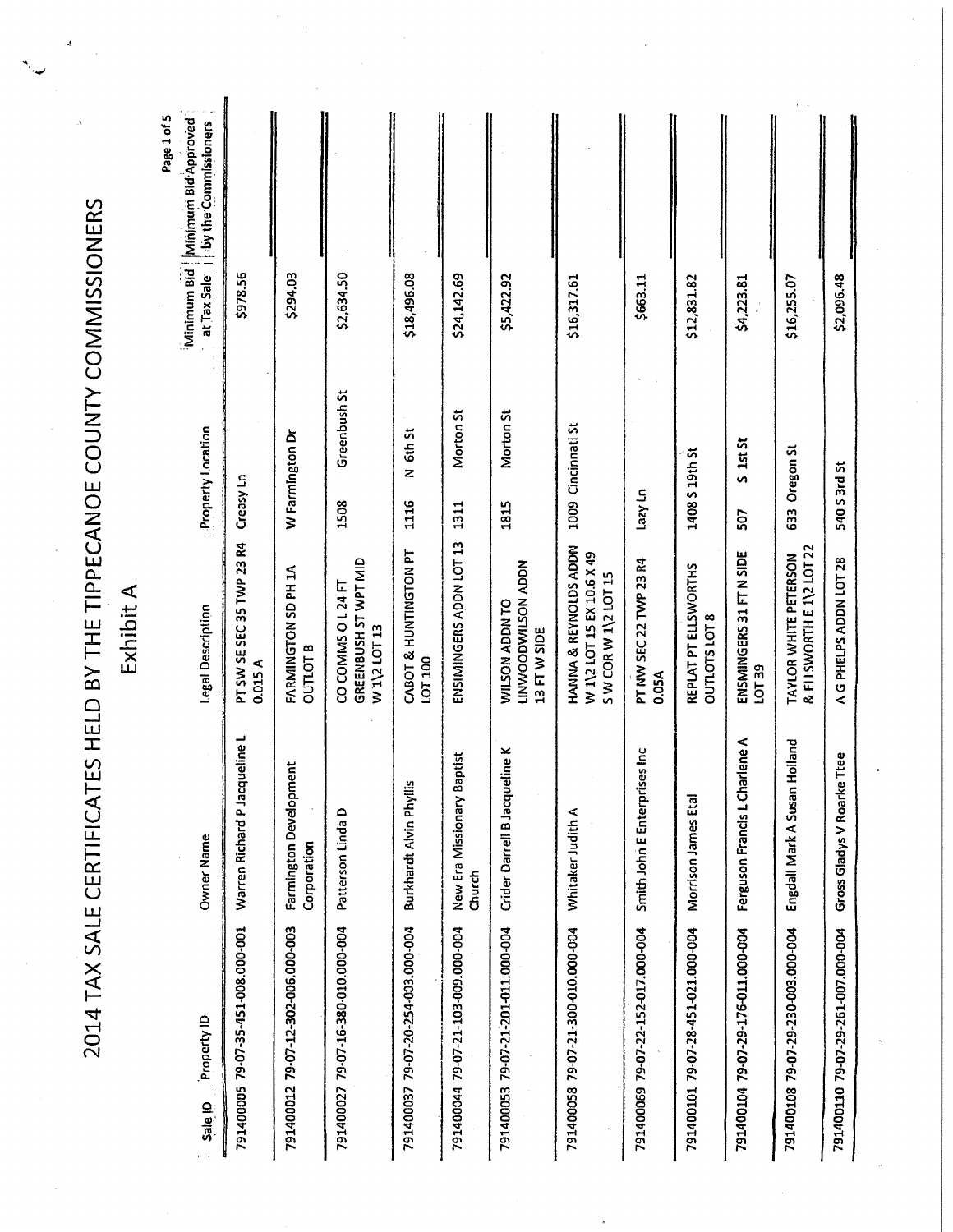# 2014 TAX SALE CERTIFICATES HELD BY THE TIPPECANOE COUNTY COMMISSIONERS

## Exhibit A

| Sale ID | Property ID | Owner Name | Legal Description | Property Location | Minimum Bid at Tax Sale | Minimum Bid Approved by the Commissioners |
|---|---|---|---|---|---|---|
| 791400005 | 79-07-35-451-008.000-001 | Warren Richard P Jacqueline L | PT SW SE SEC 35 TWP 23 R4 0.015 A | Creasy Ln | $978.56 | |
| 791400012 | 79-07-12-302-006.000-003 | Farmington Development Corporation | FARMINGTON SD PH 1A OUTLOT B | W Farmington Dr | $294.03 | |
| 791400027 | 79-07-16-380-010.000-004 | Patterson Linda D | CO COMMS O L 24 FT GREENBUSH ST WPT MID W 1\2 LOT 13 | 1508 Greenbush St | $2,634.50 | |
| 791400037 | 79-07-20-254-003.000-004 | Burkhardt Alvin Phyllis | CABOT & HUNTINGTON PT LOT 100 | 1116 N 6th St | $18,496.08 | |
| 791400044 | 79-07-21-103-009.000-004 | New Era Missionary Baptist Church | ENSIMINGERS ADDN LOT 13 | 1311 Morton St | $24,142.69 | |
| 791400053 | 79-07-21-201-011.000-004 | Crider Darrell B Jacqueline K | WILSON ADDN TO LINWOODWILSON ADDN 13 FT W SIDE | 1815 Morton St | $5,422.92 | |
| 791400058 | 79-07-21-300-010.000-004 | Whitaker Judith A | HANNA & REYNOLDS ADDN W 1\2 LOT 15 EX 10.6 X 49 S W COR W 1\2 LOT 15 | 1009 Cincinnati St | $16,317.61 | |
| 791400069 | 79-07-22-152-017.000-004 | Smith John E Enterprises Inc | PT NW SEC 22 TWP 23 R4 0.05A | Lazy Ln | $663.11 | |
| 791400101 | 79-07-28-451-021.000-004 | Morrison James Etal | REPLAT PT ELLSWORTHS OUTLOTS LOT 8 | 1408 S 19th St | $12,831.82 | |
| 791400104 | 79-07-29-176-011.000-004 | Ferguson Francis L Charlene A | ENSMINGERS 31 FT N SIDE LOT 39 | 507 S 1st St | $4,223.81 | |
| 791400108 | 79-07-29-230-003.000-004 | Engdall Mark A Susan Holland | TAYLOR WHITE PETERSON & ELLSWORTH E 1\2 LOT 22 | 633 Oregon St | $16,255.07 | |
| 791400110 | 79-07-29-261-007.000-004 | Gross Gladys V Roarke Ttee | A G PHELPS ADDN LOT 28 | 540 S 3rd St | $2,096.48 | |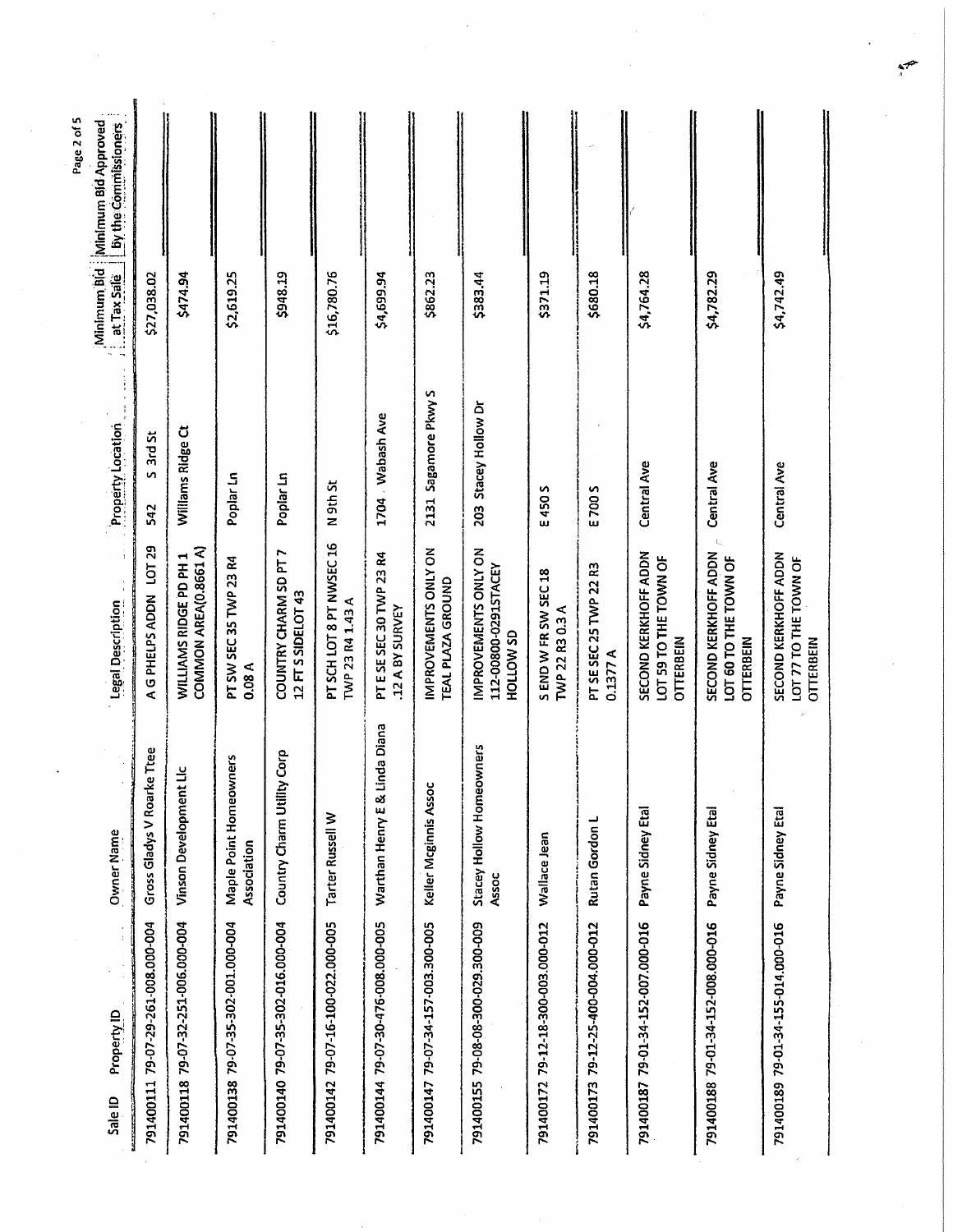| Sale ID | Property ID | Owner Name | Legal Description | Property Location | Minimum Bid at Tax Sale | Minimum Bid Approved by the Commissioners |
|---|---|---|---|---|---|---|
| 791400111 | 79-07-29-261-008.000-004 | Gross Gladys V Roarke Ttee | A G PHELPS ADDN LOT 29 | 542 S 3rd St | $27,038.02 | |
| 791400118 | 79-07-32-251-006.000-004 | Vinson Development Llc | WILLIAMS RIDGE PD PH 1 COMMON AREA(0.8661 A) | Willams Ridge Ct | $474.94 | |
| 791400138 | 79-07-35-302-001.000-004 | Maple Point Homeowners Association | PT SW SEC 35 TWP 23 R4 0.08 A | Poplar Ln | $2,619.25 | |
| 791400140 | 79-07-35-302-016.000-004 | Country Charm Utility Corp | COUNTRY CHARM SD PT 7 12 FT S SIDELOT 43 | Poplar Ln | $948.19 | |
| 791400142 | 79-07-16-100-022.000-005 | Tarter Russell W | PT SCH LOT 8 PT NWSEC 16 TWP 23 R4 1.43 A | N 9th St | $16,780.76 | |
| 791400144 | 79-07-30-476-008.000-005 | Warthan Henry E & Linda Diana | PT E SE SEC 30 TWP 23 R4 .12 A BY SURVEY | 1704 Wabash Ave | $4,699.94 | |
| 791400147 | 79-07-34-157-003.300-005 | Keller Mcginnis Assoc | IMPROVEMENTS ONLY ON TEAL PLAZA GROUND | 2131 Sagamore Pkwy S | $862.23 | |
| 791400155 | 79-08-08-300-029.300-009 | Stacey Hollow Homeowners Assoc | IMPROVEMENTS ONLY ON 112-00800-0291STACEY HOLLOW SD | 203 Stacey Hollow Dr | $383.44 | |
| 791400172 | 79-12-18-300-003.000-012 | Wallace Jean | S END W FR SW SEC 18 TWP 22 R3 0.3 A | E 450 S | $371.19 | |
| 791400173 | 79-12-25-400-004.000-012 | Rutan Gordon L | PT SE SEC 25 TWP 22 R3 0.1377 A | E 700 S | $680.18 | |
| 791400187 | 79-01-34-152-007.000-016 | Payne Sidney Etal | SECOND KERKHOFF ADDN LOT 59 TO THE TOWN OF OTTERBEIN | Central Ave | $4,764.28 | |
| 791400188 | 79-01-34-152-008.000-016 | Payne Sidney Etal | SECOND KERKHOFF ADDN LOT 60 TO THE TOWN OF OTTERBEIN | Central Ave | $4,782.29 | |
| 791400189 | 79-01-34-155-014.000-016 | Payne Sidney Etal | SECOND KERKHOFF ADDN LOT 77 TO THE TOWN OF OTTERBEIN | Central Ave | $4,742.49 | |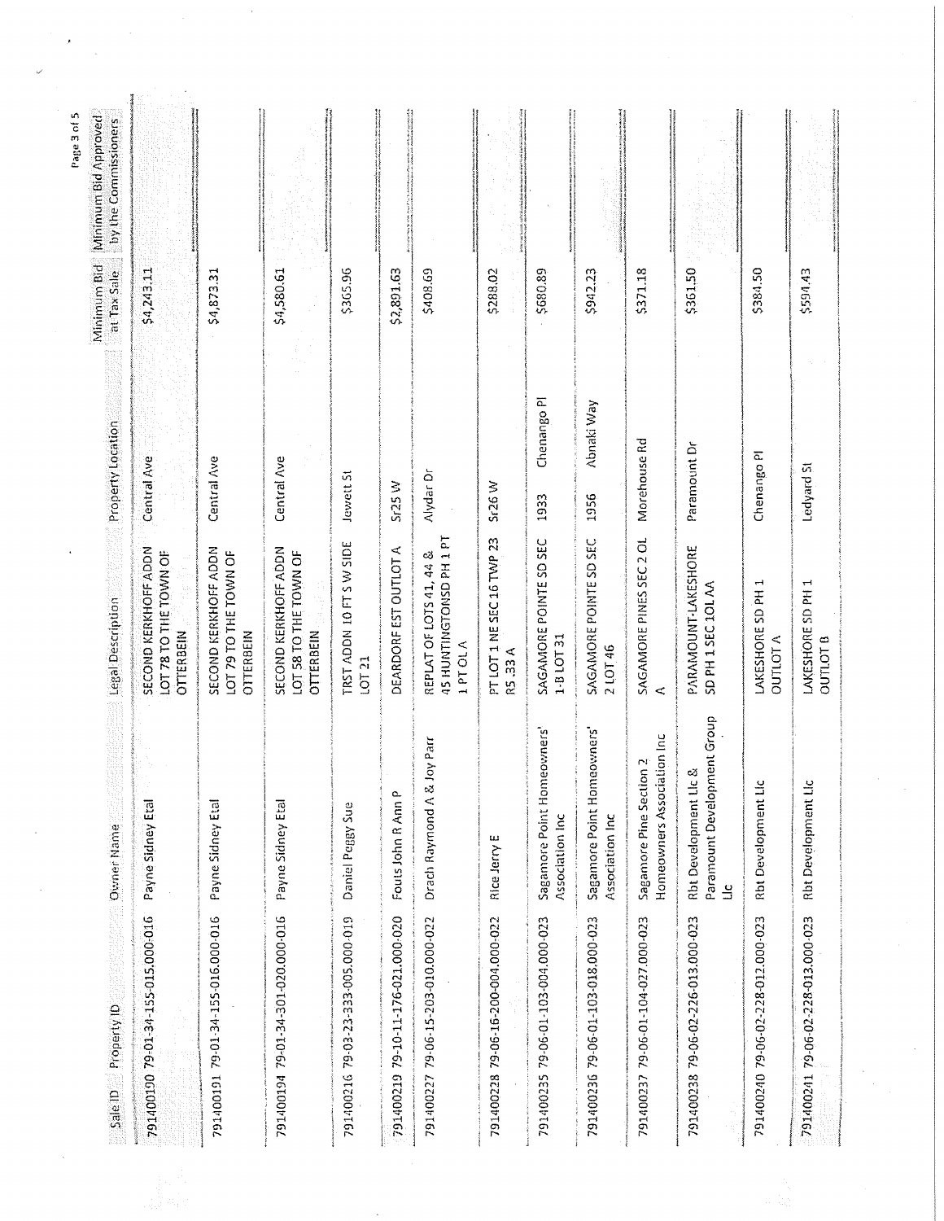| Sale ID | Property ID | Owner Name | Legal Description | Property Location | Minimum Bid at Tax Sale | Minimum Bid Approved by the Commissioners |
|---|---|---|---|---|---|---|
| 791400190 | 79-01-34-155-015.000-016 | Payne Sidney Etal | SECOND KERKHOFF ADDN LOT 78 TO THE TOWN OF OTTERBEIN | Central Ave | $4,243.11 | |
| 791400191 | 79-01-34-155-016.000-016 | Payne Sidney Etal | SECOND KERKHOFF ADDN LOT 79 TO THE TOWN OF OTTERBEIN | Central Ave | $4,873.31 | |
| 791400194 | 79-01-34-301-020.000-016 | Payne Sidney Etal | SECOND KERKHOFF ADDN LOT 58 TO THE TOWN OF OTTERBEIN | Central Ave | $4,580.61 | |
| 791400216 | 79-03-23-333-005.000-019 | Daniel Peggy Sue | TRST ADDN 10 FT S W SIDE LOT 21 | Jewett St | $365.96 | |
| 791400219 | 79-10-11-176-021.000-020 | Fouts John R Ann P | DEARDORF EST OUTLOT A | Sr25 W | $2,891.63 | |
| 791400227 | 79-06-15-203-010.000-022 | Drach Raymond A & Joy Parr | REPLAT OF LOTS 41, 44 & 45 HUNTINGTONSD PH 1 PT 1 PT OL A | Alydar Dr | $408.69 | |
| 791400228 | 79-06-16-200-004.000-022 | Rice Jerry E | PT LOT 1 NE SEC 16 TWP 23 R5 .33 A | Sr26 W | $288.02 | |
| 791400235 | 79-06-01-103-004.000-023 | Sagamore Point Homeowners' Association Inc | SAGAMORE POINTE SD SEC 1-B LOT 31 | 1933 Chenango Pl | $680.89 | |
| 791400236 | 79-06-01-103-018.000-023 | Sagamore Point Homeowners' Association Inc | SAGAMORE POINTE SD SEC 2 LOT 46 | 1956 Abnaki Way | $942.23 | |
| 791400237 | 79-06-01-104-027.000-023 | Sagamore Pine Section 2 Homeowners Association Inc | SAGAMORE PINES SEC 2 OL A | Morehouse Rd | $371.18 | |
| 791400238 | 79-06-02-226-013.000-023 | Rbt Development Llc & Paramount Development Group Llc | PARAMOUNT-LAKESHORE SD PH 1 SEC 1OL AA | Paramount Dr | $361.50 | |
| 791400240 | 79-06-02-228-012.000-023 | Rbt Development Llc | LAKESHORE SD PH 1 OUTLOT A | Chenango Pl | $384.50 | |
| 791400241 | 79-06-02-228-013.000-023 | Rbt Development Llc | LAKESHORE SD PH 1 OUTLOT B | Ledyard St | $594.43 | |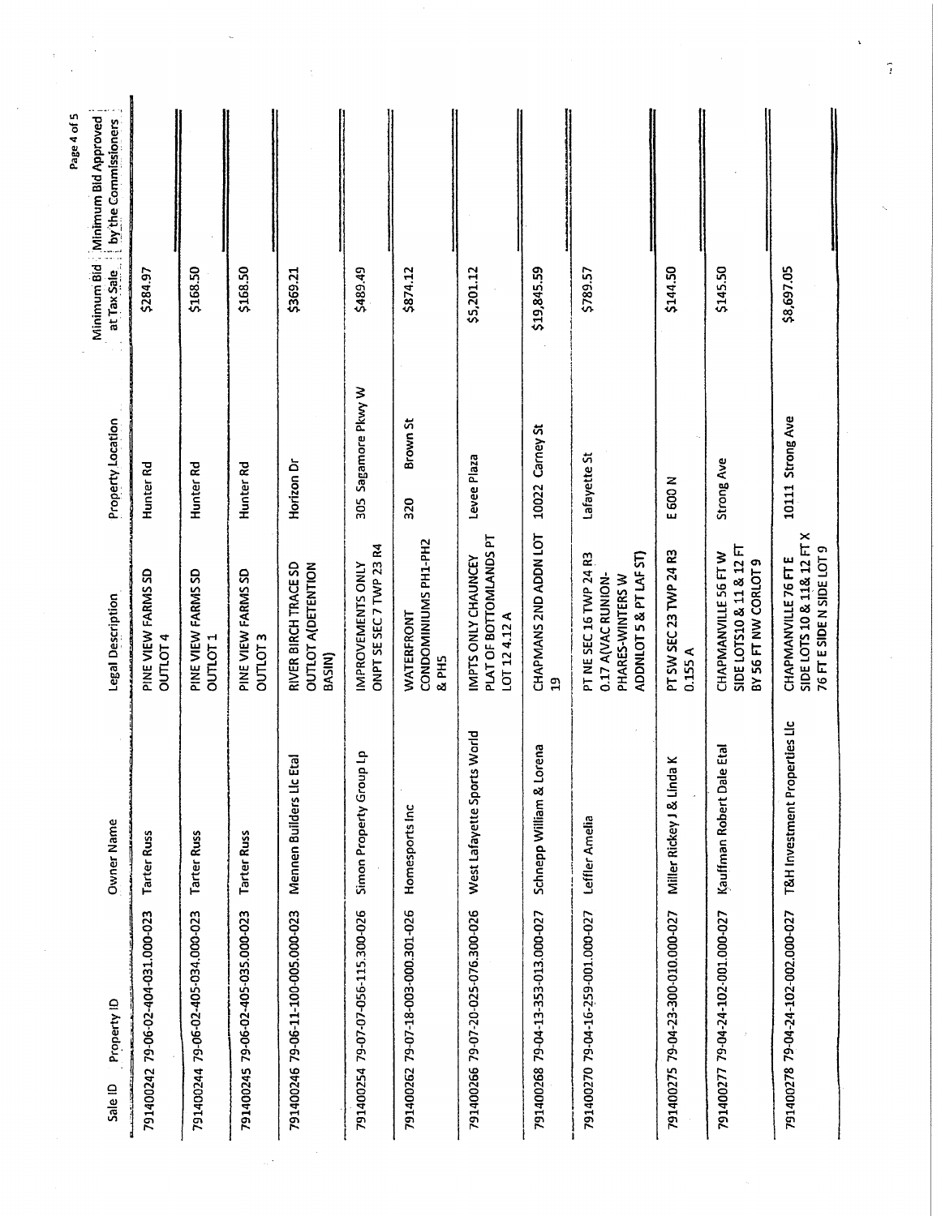| Sale ID | Property ID | Owner Name | Legal Description | Property Location | Minimum Bid at Tax Sale | Minimum Bid Approved by the Commissioners |
|---|---|---|---|---|---|---|
| 791400242 | 79-06-02-404-031.000-023 | Tarter Russ | PINE VIEW FARMS SD OUTLOT 4 | Hunter Rd | $284.97 | |
| 791400244 | 79-06-02-405-034.000-023 | Tarter Russ | PINE VIEW FARMS SD OUTLOT 1 | Hunter Rd | $168.50 | |
| 791400245 | 79-06-02-405-035.000-023 | Tarter Russ | PINE VIEW FARMS SD OUTLOT 3 | Hunter Rd | $168.50 | |
| 791400246 | 79-06-11-100-005.000-023 | Mennen Builders Llc Etal | RIVER BIRCH TRACE SD OUTLOT A(DETENTION BASIN) | Horizon Dr | $369.21 | |
| 791400254 | 79-07-07-056-115.300-026 | Simon Property Group Lp | IMPROVEMENTS ONLY ONPT SE SEC 7 TWP 23 R4 | 305 Sagamore Pkwy W | $489.49 | |
| 791400262 | 79-07-18-003-000.301-026 | Homesports Inc | WATERFRONT CONDOMINIUMS PH1-PH2 & PH5 | 320 Brown St | $874.12 | |
| 791400266 | 79-07-20-025-076.300-026 | West Lafayette Sports World | IMPTS ONLY CHAUNCEY PLAT OF BOTTOMLANDS PT LOT 12 4.12 A | Levee Plaza | $5,201.12 | |
| 791400268 | 79-04-13-353-013.000-027 | Schnepp William & Lorena | CHAPMANS 2ND ADDN LOT 19 | 10022 Carney St | $19,845.59 | |
| 791400270 | 79-04-16-259-001.000-027 | Leffler Amelia | PT NE SEC 16 TWP 24 R3 0.17 A(VAC RUNION-PHARES-WINTERS W ADDNLOT 5 & PT LAF ST) | Lafayette St | $789.57 | |
| 791400275 | 79-04-23-300-010.000-027 | Miller Rickey J & Linda K | PT SW SEC 23 TWP 24 R3 0.155 A | E 600 N | $144.50 | |
| 791400277 | 79-04-24-102-001.000-027 | Kauffman Robert Dale Etal | CHAPMANVILLE 56 FT W SIDE LOTS10 & 11 & 12 FT BY 56 FT NW CORLOT 9 | Strong Ave | $145.50 | |
| 791400278 | 79-04-24-102-002.000-027 | T&H Investment Properties Llc | CHAPMANVILLE 76 FT E SIDE LOTS 10 & 11& 12 FT X 76 FT E SIDE N SIDE LOT 9 | 10111 Strong Ave | $8,697.05 | |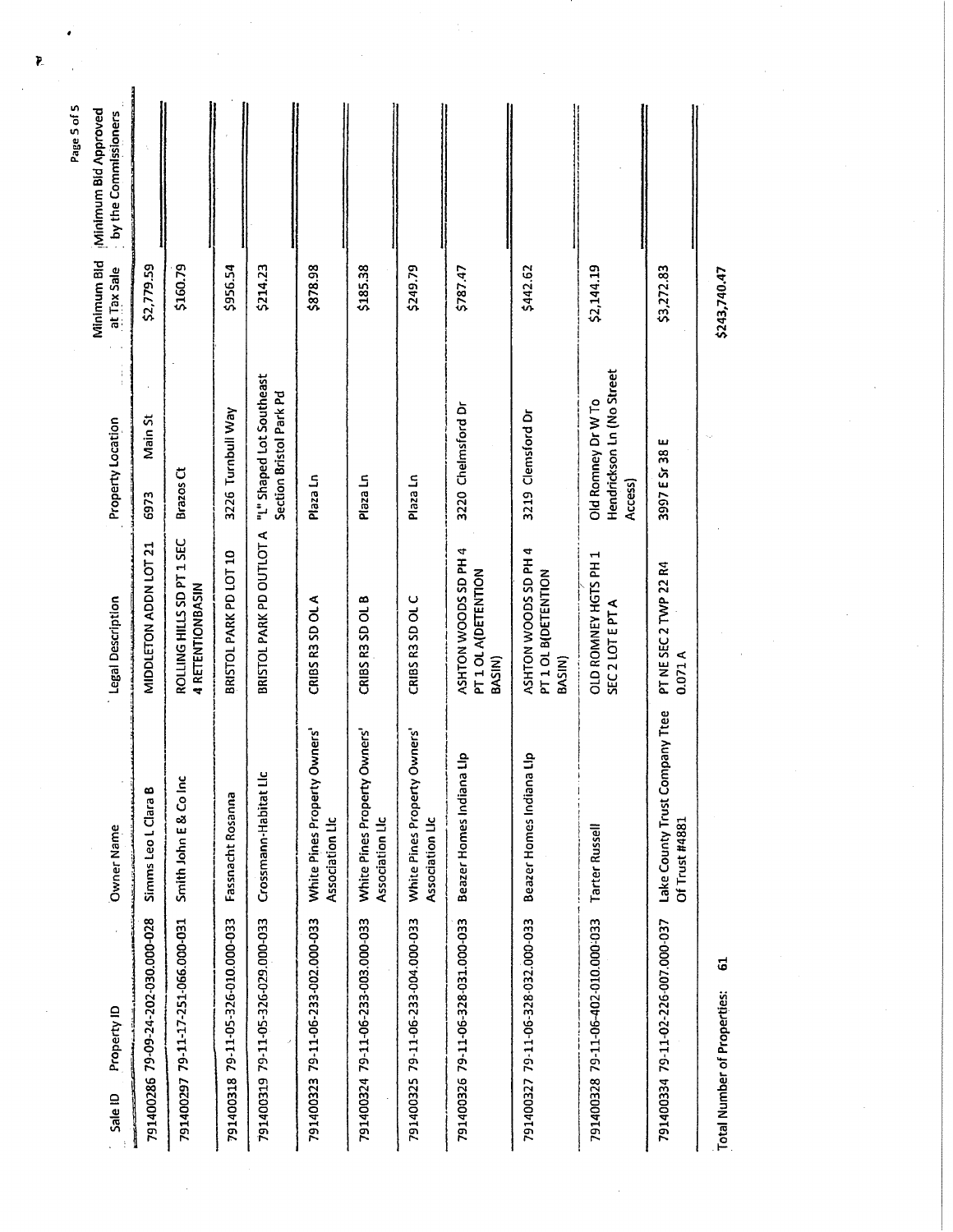| Sale ID | Property ID | Owner Name | Legal Description | Property Location | Minimum Bid at Tax Sale | Minimum Bid Approved by the Commissioners |
|---|---|---|---|---|---|---|
| 791400286 | 79-09-24-202-030.000-028 | Simms Leo L Clara B | MIDDLETON ADDN LOT 21 | 6973 Main St | $2,779.59 | |
| 791400297 | 79-11-17-251-066.000-031 | Smith John E & Co Inc | ROLLING HILLS SD PT 1 SEC 4 RETENTIONBASIN | Brazos Ct | $160.79 | |
| 791400318 | 79-11-05-326-010.000-033 | Fassnacht Rosanna | BRISTOL PARK PD LOT 10 | 3226 Turnbull Way | $956.54 | |
| 791400319 | 79-11-05-326-029.000-033 | Crossmann-Habitat Llc | BRISTOL PARK PD OUTLOT A | "L" Shaped Lot Southeast Section Bristol Park Pd | $214.23 | |
| 791400323 | 79-11-06-233-002.000-033 | White Pines Property Owners' Association Llc | CRIBS R3 SD OL A | Plaza Ln | $878.98 | |
| 791400324 | 79-11-06-233-003.000-033 | White Pines Property Owners' Association Llc | CRIBS R3 SD OL B | Plaza Ln | $185.38 | |
| 791400325 | 79-11-06-233-004.000-033 | White Pines Property Owners' Association Llc | CRIBS R3 SD OL C | Plaza Ln | $249.79 | |
| 791400326 | 79-11-06-328-031.000-033 | Beazer Homes Indiana Llp | ASHTON WOODS SD PH 4 PT 1 OL A(DETENTION BASIN) | 3220 Chelmsford Dr | $787.47 | |
| 791400327 | 79-11-06-328-032.000-033 | Beazer Homes Indiana Llp | ASHTON WOODS SD PH 4 PT 1 OL B(DETENTION BASIN) | 3219 Clemsford Dr | $442.62 | |
| 791400328 | 79-11-06-402-010.000-033 | Tarter Russell | OLD ROMNEY HGTS PH 1 SEC 2 LOT E PT A | Old Romney Dr W To Hendrickson Ln (No Street Access) | $2,144.19 | |
| 791400334 | 79-11-02-226-007.000-037 | Lake County Trust Company Ttee Of Trust #4881 | PT NE SEC 2 TWP 22 R4 0.071 A | 3997 E Sr 38 E | $3,272.83 | |

Total Number of Properties: 61

$243,740.47